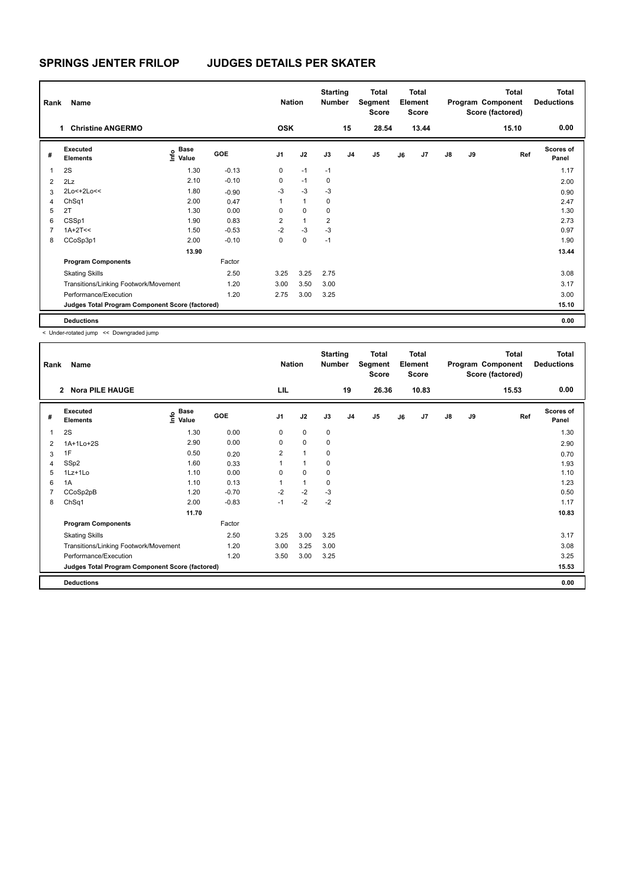# SPRINGS JENTER FRILOP JUDGES DETAILS PER SKATER

| Rank | Name | Nation | Starting Number | Total Segment Score | Total Element Score | Total Program Component Score (factored) | Total Deductions |
|---|---|---|---|---|---|---|---|
| 1 | Christine ANGERMO | OSK | 15 | 28.54 | 13.44 | 15.10 | 0.00 |

| # | Executed Elements | Info | Base Value | GOE | J1 | J2 | J3 | J4 | J5 | J6 | J7 | J8 | J9 | Ref | Scores of Panel |
|---|---|---|---|---|---|---|---|---|---|---|---|---|---|---|---|
| 1 | 2S | | 1.30 | -0.13 | 0 | -1 | -1 | | | | | | | | 1.17 |
| 2 | 2Lz | | 2.10 | -0.10 | 0 | -1 | 0 | | | | | | | | 2.00 |
| 3 | 2Lo<+2Lo<< | | 1.80 | -0.90 | -3 | -3 | -3 | | | | | | | | 0.90 |
| 4 | ChSq1 | | 2.00 | 0.47 | 1 | 1 | 0 | | | | | | | | 2.47 |
| 5 | 2T | | 1.30 | 0.00 | 0 | 0 | 0 | | | | | | | | 1.30 |
| 6 | CSSp1 | | 1.90 | 0.83 | 2 | 1 | 2 | | | | | | | | 2.73 |
| 7 | 1A+2T<< | | 1.50 | -0.53 | -2 | -3 | -3 | | | | | | | | 0.97 |
| 8 | CCoSp3p1 | | 2.00 | -0.10 | 0 | 0 | -1 | | | | | | | | 1.90 |
| | | | 13.90 | | | | | | | | | | | | 13.44 |
| | **Program Components** | | | Factor | | | | | | | | | | | |
| | Skating Skills | | | 2.50 | 3.25 | 3.25 | 2.75 | | | | | | | | 3.08 |
| | Transitions/Linking Footwork/Movement | | | 1.20 | 3.00 | 3.50 | 3.00 | | | | | | | | 3.17 |
| | Performance/Execution | | | 1.20 | 2.75 | 3.00 | 3.25 | | | | | | | | 3.00 |
| | **Judges Total Program Component Score (factored)** | | | | | | | | | | | | | | 15.10 |
| | **Deductions** | | | | | | | | | | | | | | 0.00 |

< Under-rotated jump << Downgraded jump

| Rank | Name | Nation | Starting Number | Total Segment Score | Total Element Score | Total Program Component Score (factored) | Total Deductions |
|---|---|---|---|---|---|---|---|
| 2 | Nora PILE HAUGE | LIL | 19 | 26.36 | 10.83 | 15.53 | 0.00 |

| # | Executed Elements | Info | Base Value | GOE | J1 | J2 | J3 | J4 | J5 | J6 | J7 | J8 | J9 | Ref | Scores of Panel |
|---|---|---|---|---|---|---|---|---|---|---|---|---|---|---|---|
| 1 | 2S | | 1.30 | 0.00 | 0 | 0 | 0 | | | | | | | | 1.30 |
| 2 | 1A+1Lo+2S | | 2.90 | 0.00 | 0 | 0 | 0 | | | | | | | | 2.90 |
| 3 | 1F | | 0.50 | 0.20 | 2 | 1 | 0 | | | | | | | | 0.70 |
| 4 | SSp2 | | 1.60 | 0.33 | 1 | 1 | 0 | | | | | | | | 1.93 |
| 5 | 1Lz+1Lo | | 1.10 | 0.00 | 0 | 0 | 0 | | | | | | | | 1.10 |
| 6 | 1A | | 1.10 | 0.13 | 1 | 1 | 0 | | | | | | | | 1.23 |
| 7 | CCoSp2pB | | 1.20 | -0.70 | -2 | -2 | -3 | | | | | | | | 0.50 |
| 8 | ChSq1 | | 2.00 | -0.83 | -1 | -2 | -2 | | | | | | | | 1.17 |
| | | | 11.70 | | | | | | | | | | | | 10.83 |
| | **Program Components** | | | Factor | | | | | | | | | | | |
| | Skating Skills | | | 2.50 | 3.25 | 3.00 | 3.25 | | | | | | | | 3.17 |
| | Transitions/Linking Footwork/Movement | | | 1.20 | 3.00 | 3.25 | 3.00 | | | | | | | | 3.08 |
| | Performance/Execution | | | 1.20 | 3.50 | 3.00 | 3.25 | | | | | | | | 3.25 |
| | **Judges Total Program Component Score (factored)** | | | | | | | | | | | | | | 15.53 |
| | **Deductions** | | | | | | | | | | | | | | 0.00 |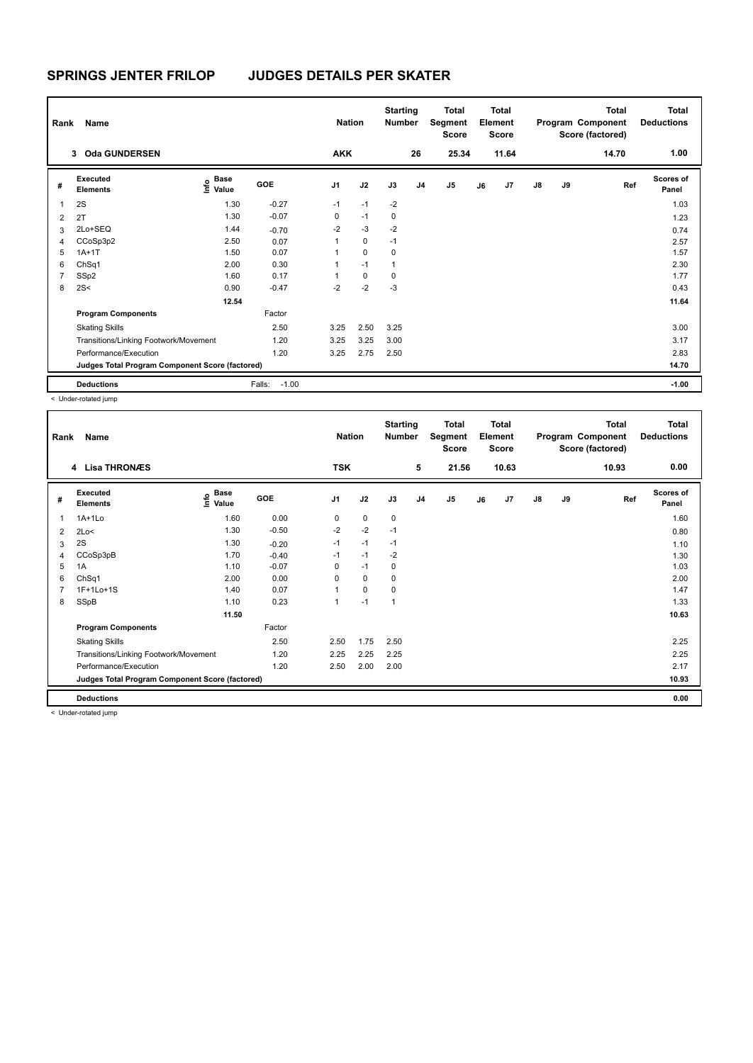# SPRINGS JENTER FRILOP JUDGES DETAILS PER SKATER

| Rank | Name | Nation | Starting Number | Total Segment Score | Total Element Score | Total Program Component Score (factored) | Total Deductions |
|---|---|---|---|---|---|---|---|
| 3 | Oda GUNDERSEN | AKK | 26 | 25.34 | 11.64 | 14.70 | 1.00 |

| # | Executed Elements | Info | Base Value | GOE | J1 | J2 | J3 | J4 | J5 | J6 | J7 | J8 | J9 | Ref | Scores of Panel |
|---|---|---|---|---|---|---|---|---|---|---|---|---|---|---|---|
| 1 | 2S | | 1.30 | -0.27 | -1 | -1 | -2 | | | | | | | | 1.03 |
| 2 | 2T | | 1.30 | -0.07 | 0 | -1 | 0 | | | | | | | | 1.23 |
| 3 | 2Lo+SEQ | | 1.44 | -0.70 | -2 | -3 | -2 | | | | | | | | 0.74 |
| 4 | CCoSp3p2 | | 2.50 | 0.07 | 1 | 0 | -1 | | | | | | | | 2.57 |
| 5 | 1A+1T | | 1.50 | 0.07 | 1 | 0 | 0 | | | | | | | | 1.57 |
| 6 | ChSq1 | | 2.00 | 0.30 | 1 | -1 | 1 | | | | | | | | 2.30 |
| 7 | SSp2 | | 1.60 | 0.17 | 1 | 0 | 0 | | | | | | | | 1.77 |
| 8 | 2S< | | 0.90 | -0.47 | -2 | -2 | -3 | | | | | | | | 0.43 |
| | | | 12.54 | | | | | | | | | | | | 11.64 |
| | **Program Components** | | | Factor | | | | | | | | | | | |
| | Skating Skills | | | 2.50 | 3.25 | 2.50 | 3.25 | | | | | | | | 3.00 |
| | Transitions/Linking Footwork/Movement | | | 1.20 | 3.25 | 3.25 | 3.00 | | | | | | | | 3.17 |
| | Performance/Execution | | | 1.20 | 3.25 | 2.75 | 2.50 | | | | | | | | 2.83 |
| | **Judges Total Program Component Score (factored)** | | | | | | | | | | | | | | 14.70 |
| | **Deductions** | | | Falls: -1.00 | | | | | | | | | | | -1.00 |

< Under-rotated jump

| Rank | Name | Nation | Starting Number | Total Segment Score | Total Element Score | Total Program Component Score (factored) | Total Deductions |
|---|---|---|---|---|---|---|---|
| 4 | Lisa THRONÆS | TSK | 5 | 21.56 | 10.63 | 10.93 | 0.00 |

| # | Executed Elements | Info | Base Value | GOE | J1 | J2 | J3 | J4 | J5 | J6 | J7 | J8 | J9 | Ref | Scores of Panel |
|---|---|---|---|---|---|---|---|---|---|---|---|---|---|---|---|
| 1 | 1A+1Lo | | 1.60 | 0.00 | 0 | 0 | 0 | | | | | | | | 1.60 |
| 2 | 2Lo< | | 1.30 | -0.50 | -2 | -2 | -1 | | | | | | | | 0.80 |
| 3 | 2S | | 1.30 | -0.20 | -1 | -1 | -1 | | | | | | | | 1.10 |
| 4 | CCoSp3pB | | 1.70 | -0.40 | -1 | -1 | -2 | | | | | | | | 1.30 |
| 5 | 1A | | 1.10 | -0.07 | 0 | -1 | 0 | | | | | | | | 1.03 |
| 6 | ChSq1 | | 2.00 | 0.00 | 0 | 0 | 0 | | | | | | | | 2.00 |
| 7 | 1F+1Lo+1S | | 1.40 | 0.07 | 1 | 0 | 0 | | | | | | | | 1.47 |
| 8 | SSpB | | 1.10 | 0.23 | 1 | -1 | 1 | | | | | | | | 1.33 |
| | | | 11.50 | | | | | | | | | | | | 10.63 |
| | **Program Components** | | | Factor | | | | | | | | | | | |
| | Skating Skills | | | 2.50 | 2.50 | 1.75 | 2.50 | | | | | | | | 2.25 |
| | Transitions/Linking Footwork/Movement | | | 1.20 | 2.25 | 2.25 | 2.25 | | | | | | | | 2.25 |
| | Performance/Execution | | | 1.20 | 2.50 | 2.00 | 2.00 | | | | | | | | 2.17 |
| | **Judges Total Program Component Score (factored)** | | | | | | | | | | | | | | 10.93 |
| | **Deductions** | | | | | | | | | | | | | | 0.00 |

< Under-rotated jump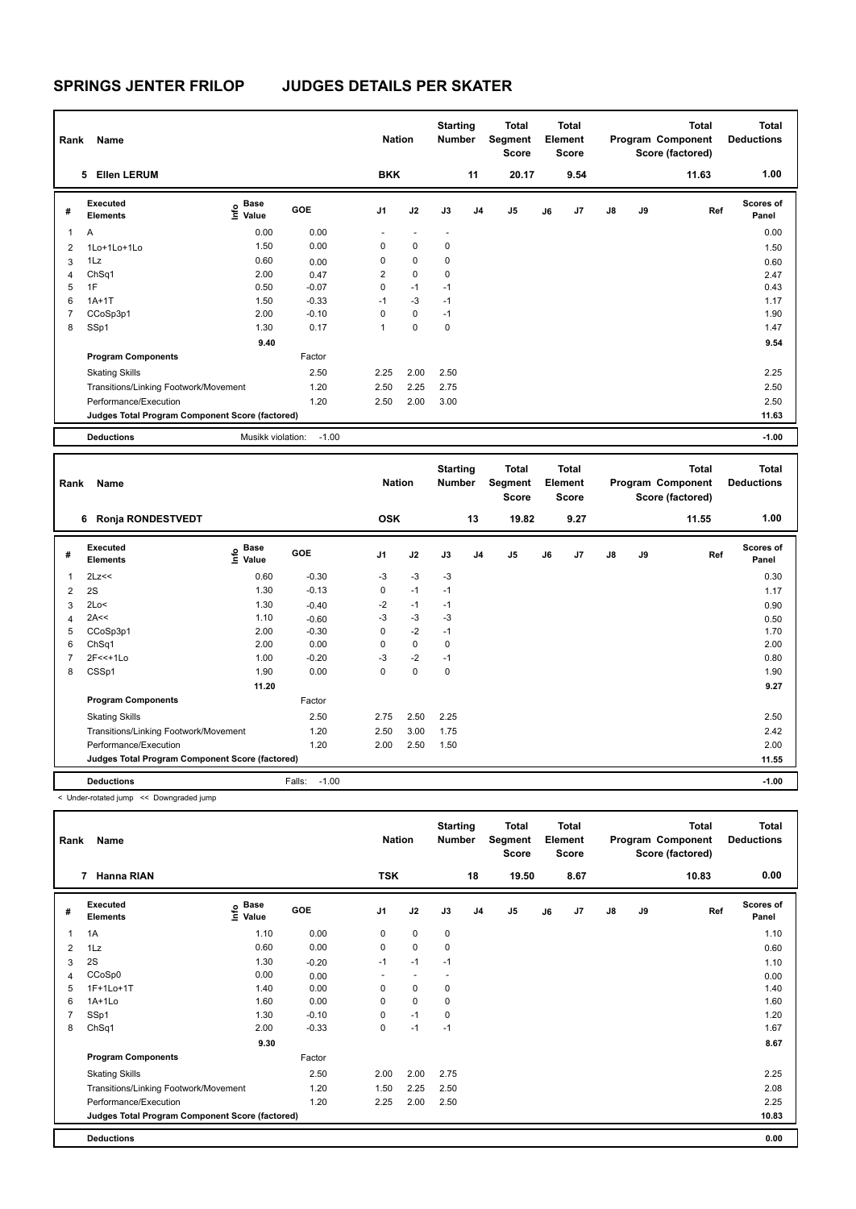# SPRINGS JENTER FRILOP JUDGES DETAILS PER SKATER

| Rank | Name | Nation | Starting Number | Total Segment Score | Total Element Score | Total Program Component Score (factored) | Total Deductions |
|---|---|---|---|---|---|---|---|
| 5 | Ellen LERUM | BKK | 11 | 20.17 | 9.54 | 11.63 | 1.00 |

| # | Executed Elements | Info | Base Value | GOE | J1 | J2 | J3 | J4 | J5 | J6 | J7 | J8 | J9 | Ref | Scores of Panel |
|---|---|---|---|---|---|---|---|---|---|---|---|---|---|---|---|
| 1 | A | | 0.00 | 0.00 | - | - | - | | | | | | | | 0.00 |
| 2 | 1Lo+1Lo+1Lo | | 1.50 | 0.00 | 0 | 0 | 0 | | | | | | | | 1.50 |
| 3 | 1Lz | | 0.60 | 0.00 | 0 | 0 | 0 | | | | | | | | 0.60 |
| 4 | ChSq1 | | 2.00 | 0.47 | 2 | 0 | 0 | | | | | | | | 2.47 |
| 5 | 1F | | 0.50 | -0.07 | 0 | -1 | -1 | | | | | | | | 0.43 |
| 6 | 1A+1T | | 1.50 | -0.33 | -1 | -3 | -1 | | | | | | | | 1.17 |
| 7 | CCoSp3p1 | | 2.00 | -0.10 | 0 | 0 | -1 | | | | | | | | 1.90 |
| 8 | SSp1 | | 1.30 | 0.17 | 1 | 0 | 0 | | | | | | | | 1.47 |
| | | | 9.40 | | | | | | | | | | | | 9.54 |

| Program Components | Factor | J1 | J2 | J3 | Scores of Panel |
|---|---|---|---|---|---|
| Skating Skills | 2.50 | 2.25 | 2.00 | 2.50 | 2.25 |
| Transitions/Linking Footwork/Movement | 1.20 | 2.50 | 2.25 | 2.75 | 2.50 |
| Performance/Execution | 1.20 | 2.50 | 2.00 | 3.00 | 2.50 |
| Judges Total Program Component Score (factored) | | | | | 11.63 |

**Deductions** Musikk violation: -1.00 — **-1.00**

| Rank | Name | Nation | Starting Number | Total Segment Score | Total Element Score | Total Program Component Score (factored) | Total Deductions |
|---|---|---|---|---|---|---|---|
| 6 | Ronja RONDESTVEDT | OSK | 13 | 19.82 | 9.27 | 11.55 | 1.00 |

| # | Executed Elements | Info | Base Value | GOE | J1 | J2 | J3 | J4 | J5 | J6 | J7 | J8 | J9 | Ref | Scores of Panel |
|---|---|---|---|---|---|---|---|---|---|---|---|---|---|---|---|
| 1 | 2Lz<< | | 0.60 | -0.30 | -3 | -3 | -3 | | | | | | | | 0.30 |
| 2 | 2S | | 1.30 | -0.13 | 0 | -1 | -1 | | | | | | | | 1.17 |
| 3 | 2Lo< | | 1.30 | -0.40 | -2 | -1 | -1 | | | | | | | | 0.90 |
| 4 | 2A<< | | 1.10 | -0.60 | -3 | -3 | -3 | | | | | | | | 0.50 |
| 5 | CCoSp3p1 | | 2.00 | -0.30 | 0 | -2 | -1 | | | | | | | | 1.70 |
| 6 | ChSq1 | | 2.00 | 0.00 | 0 | 0 | 0 | | | | | | | | 2.00 |
| 7 | 2F<<+1Lo | | 1.00 | -0.20 | -3 | -2 | -1 | | | | | | | | 0.80 |
| 8 | CSSp1 | | 1.90 | 0.00 | 0 | 0 | 0 | | | | | | | | 1.90 |
| | | | 11.20 | | | | | | | | | | | | 9.27 |

| Program Components | Factor | J1 | J2 | J3 | Scores of Panel |
|---|---|---|---|---|---|
| Skating Skills | 2.50 | 2.75 | 2.50 | 2.25 | 2.50 |
| Transitions/Linking Footwork/Movement | 1.20 | 2.50 | 3.00 | 1.75 | 2.42 |
| Performance/Execution | 1.20 | 2.00 | 2.50 | 1.50 | 2.00 |
| Judges Total Program Component Score (factored) | | | | | 11.55 |

**Deductions** Falls: -1.00 — **-1.00**

< Under-rotated jump << Downgraded jump

| Rank | Name | Nation | Starting Number | Total Segment Score | Total Element Score | Total Program Component Score (factored) | Total Deductions |
|---|---|---|---|---|---|---|---|
| 7 | Hanna RIAN | TSK | 18 | 19.50 | 8.67 | 10.83 | 0.00 |

| # | Executed Elements | Info | Base Value | GOE | J1 | J2 | J3 | J4 | J5 | J6 | J7 | J8 | J9 | Ref | Scores of Panel |
|---|---|---|---|---|---|---|---|---|---|---|---|---|---|---|---|
| 1 | 1A | | 1.10 | 0.00 | 0 | 0 | 0 | | | | | | | | 1.10 |
| 2 | 1Lz | | 0.60 | 0.00 | 0 | 0 | 0 | | | | | | | | 0.60 |
| 3 | 2S | | 1.30 | -0.20 | -1 | -1 | -1 | | | | | | | | 1.10 |
| 4 | CCoSp0 | | 0.00 | 0.00 | - | - | - | | | | | | | | 0.00 |
| 5 | 1F+1Lo+1T | | 1.40 | 0.00 | 0 | 0 | 0 | | | | | | | | 1.40 |
| 6 | 1A+1Lo | | 1.60 | 0.00 | 0 | 0 | 0 | | | | | | | | 1.60 |
| 7 | SSp1 | | 1.30 | -0.10 | 0 | -1 | 0 | | | | | | | | 1.20 |
| 8 | ChSq1 | | 2.00 | -0.33 | 0 | -1 | -1 | | | | | | | | 1.67 |
| | | | 9.30 | | | | | | | | | | | | 8.67 |

| Program Components | Factor | J1 | J2 | J3 | Scores of Panel |
|---|---|---|---|---|---|
| Skating Skills | 2.50 | 2.00 | 2.00 | 2.75 | 2.25 |
| Transitions/Linking Footwork/Movement | 1.20 | 1.50 | 2.25 | 2.50 | 2.08 |
| Performance/Execution | 1.20 | 2.25 | 2.00 | 2.50 | 2.25 |
| Judges Total Program Component Score (factored) | | | | | 10.83 |

**Deductions** — **0.00**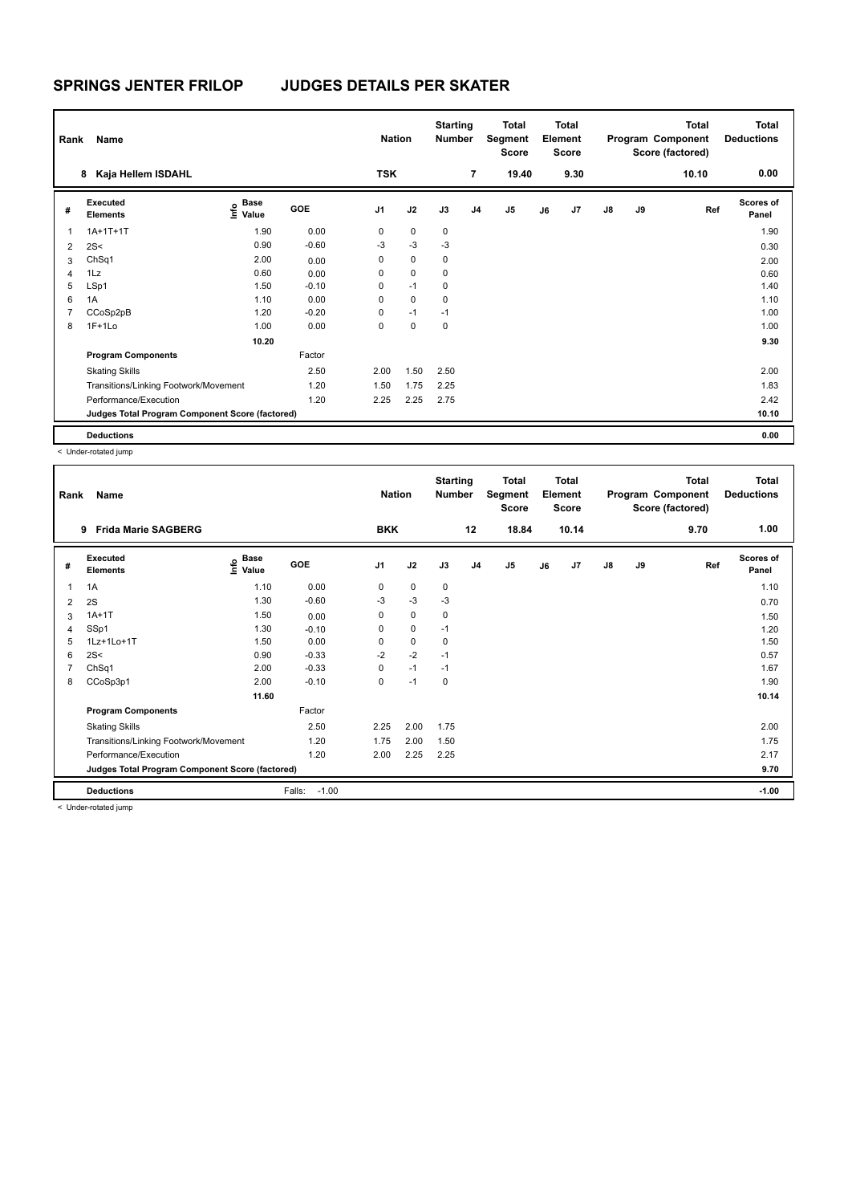# SPRINGS JENTER FRILOP JUDGES DETAILS PER SKATER

| Rank | Name | Nation | Starting Number | Total Segment Score | Total Element Score | Total Program Component Score (factored) | Total Deductions |
|---|---|---|---|---|---|---|---|
| 8 | Kaja Hellem ISDAHL | TSK | 7 | 19.40 | 9.30 | 10.10 | 0.00 |

| # | Executed Elements | Info | Base Value | GOE | J1 | J2 | J3 | J4 | J5 | J6 | J7 | J8 | J9 | Ref | Scores of Panel |
|---|---|---|---|---|---|---|---|---|---|---|---|---|---|---|---|
| 1 | 1A+1T+1T | | 1.90 | 0.00 | 0 | 0 | 0 | | | | | | | | 1.90 |
| 2 | 2S< | | 0.90 | -0.60 | -3 | -3 | -3 | | | | | | | | 0.30 |
| 3 | ChSq1 | | 2.00 | 0.00 | 0 | 0 | 0 | | | | | | | | 2.00 |
| 4 | 1Lz | | 0.60 | 0.00 | 0 | 0 | 0 | | | | | | | | 0.60 |
| 5 | LSp1 | | 1.50 | -0.10 | 0 | -1 | 0 | | | | | | | | 1.40 |
| 6 | 1A | | 1.10 | 0.00 | 0 | 0 | 0 | | | | | | | | 1.10 |
| 7 | CCoSp2pB | | 1.20 | -0.20 | 0 | -1 | -1 | | | | | | | | 1.00 |
| 8 | 1F+1Lo | | 1.00 | 0.00 | 0 | 0 | 0 | | | | | | | | 1.00 |
| | | | 10.20 | | | | | | | | | | | | 9.30 |
| | **Program Components** | | | Factor | | | | | | | | | | | |
| | Skating Skills | | | 2.50 | 2.00 | 1.50 | 2.50 | | | | | | | | 2.00 |
| | Transitions/Linking Footwork/Movement | | | 1.20 | 1.50 | 1.75 | 2.25 | | | | | | | | 1.83 |
| | Performance/Execution | | | 1.20 | 2.25 | 2.25 | 2.75 | | | | | | | | 2.42 |
| | **Judges Total Program Component Score (factored)** | | | | | | | | | | | | | | 10.10 |
| | **Deductions** | | | | | | | | | | | | | | 0.00 |

< Under-rotated jump

| Rank | Name | Nation | Starting Number | Total Segment Score | Total Element Score | Total Program Component Score (factored) | Total Deductions |
|---|---|---|---|---|---|---|---|
| 9 | Frida Marie SAGBERG | BKK | 12 | 18.84 | 10.14 | 9.70 | 1.00 |

| # | Executed Elements | Info | Base Value | GOE | J1 | J2 | J3 | J4 | J5 | J6 | J7 | J8 | J9 | Ref | Scores of Panel |
|---|---|---|---|---|---|---|---|---|---|---|---|---|---|---|---|
| 1 | 1A | | 1.10 | 0.00 | 0 | 0 | 0 | | | | | | | | 1.10 |
| 2 | 2S | | 1.30 | -0.60 | -3 | -3 | -3 | | | | | | | | 0.70 |
| 3 | 1A+1T | | 1.50 | 0.00 | 0 | 0 | 0 | | | | | | | | 1.50 |
| 4 | SSp1 | | 1.30 | -0.10 | 0 | 0 | -1 | | | | | | | | 1.20 |
| 5 | 1Lz+1Lo+1T | | 1.50 | 0.00 | 0 | 0 | 0 | | | | | | | | 1.50 |
| 6 | 2S< | | 0.90 | -0.33 | -2 | -2 | -1 | | | | | | | | 0.57 |
| 7 | ChSq1 | | 2.00 | -0.33 | 0 | -1 | -1 | | | | | | | | 1.67 |
| 8 | CCoSp3p1 | | 2.00 | -0.10 | 0 | -1 | 0 | | | | | | | | 1.90 |
| | | | 11.60 | | | | | | | | | | | | 10.14 |
| | **Program Components** | | | Factor | | | | | | | | | | | |
| | Skating Skills | | | 2.50 | 2.25 | 2.00 | 1.75 | | | | | | | | 2.00 |
| | Transitions/Linking Footwork/Movement | | | 1.20 | 1.75 | 2.00 | 1.50 | | | | | | | | 1.75 |
| | Performance/Execution | | | 1.20 | 2.00 | 2.25 | 2.25 | | | | | | | | 2.17 |
| | **Judges Total Program Component Score (factored)** | | | | | | | | | | | | | | 9.70 |
| | **Deductions** | | | Falls: -1.00 | | | | | | | | | | | -1.00 |

< Under-rotated jump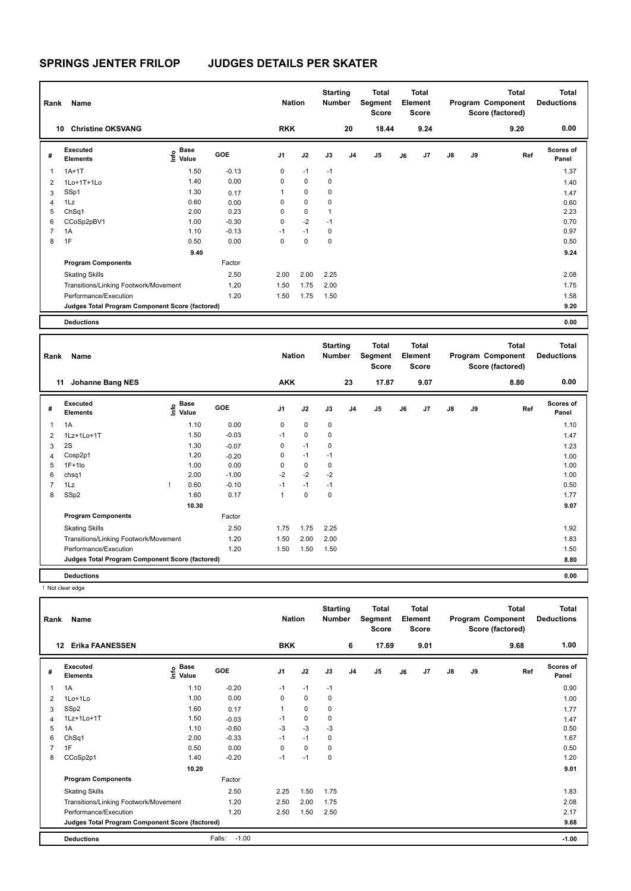# SPRINGS JENTER FRILOP JUDGES DETAILS PER SKATER

| Rank | Name | Nation | Starting Number | Total Segment Score | Total Element Score | Total Program Component Score (factored) | Total Deductions |
|---|---|---|---|---|---|---|---|
| 10 | Christine OKSVANG | RKK | 20 | 18.44 | 9.24 | 9.20 | 0.00 |

| # | Executed Elements | Info | Base Value | GOE | J1 | J2 | J3 | J4 | J5 | J6 | J7 | J8 | J9 | Ref | Scores of Panel |
|---|---|---|---|---|---|---|---|---|---|---|---|---|---|---|---|
| 1 | 1A+1T | | 1.50 | -0.13 | 0 | -1 | -1 | | | | | | | | 1.37 |
| 2 | 1Lo+1T+1Lo | | 1.40 | 0.00 | 0 | 0 | 0 | | | | | | | | 1.40 |
| 3 | SSp1 | | 1.30 | 0.17 | 1 | 0 | 0 | | | | | | | | 1.47 |
| 4 | 1Lz | | 0.60 | 0.00 | 0 | 0 | 0 | | | | | | | | 0.60 |
| 5 | ChSq1 | | 2.00 | 0.23 | 0 | 0 | 1 | | | | | | | | 2.23 |
| 6 | CCoSp2pBV1 | | 1.00 | -0.30 | 0 | -2 | -1 | | | | | | | | 0.70 |
| 7 | 1A | | 1.10 | -0.13 | -1 | -1 | 0 | | | | | | | | 0.97 |
| 8 | 1F | | 0.50 | 0.00 | 0 | 0 | 0 | | | | | | | | 0.50 |
| | | | 9.40 | | | | | | | | | | | | 9.24 |
| | **Program Components** | | | Factor | | | | | | | | | | | |
| | Skating Skills | | | 2.50 | 2.00 | 2.00 | 2.25 | | | | | | | | 2.08 |
| | Transitions/Linking Footwork/Movement | | | 1.20 | 1.50 | 1.75 | 2.00 | | | | | | | | 1.75 |
| | Performance/Execution | | | 1.20 | 1.50 | 1.75 | 1.50 | | | | | | | | 1.58 |
| | **Judges Total Program Component Score (factored)** | | | | | | | | | | | | | | 9.20 |
| | **Deductions** | | | | | | | | | | | | | | 0.00 |

| Rank | Name | Nation | Starting Number | Total Segment Score | Total Element Score | Total Program Component Score (factored) | Total Deductions |
|---|---|---|---|---|---|---|---|
| 11 | Johanne Bang NES | AKK | 23 | 17.87 | 9.07 | 8.80 | 0.00 |

| # | Executed Elements | Info | Base Value | GOE | J1 | J2 | J3 | J4 | J5 | J6 | J7 | J8 | J9 | Ref | Scores of Panel |
|---|---|---|---|---|---|---|---|---|---|---|---|---|---|---|---|
| 1 | 1A | | 1.10 | 0.00 | 0 | 0 | 0 | | | | | | | | 1.10 |
| 2 | 1Lz+1Lo+1T | | 1.50 | -0.03 | -1 | 0 | 0 | | | | | | | | 1.47 |
| 3 | 2S | | 1.30 | -0.07 | 0 | -1 | 0 | | | | | | | | 1.23 |
| 4 | Cosp2p1 | | 1.20 | -0.20 | 0 | -1 | -1 | | | | | | | | 1.00 |
| 5 | 1F+1lo | | 1.00 | 0.00 | 0 | 0 | 0 | | | | | | | | 1.00 |
| 6 | chsq1 | | 2.00 | -1.00 | -2 | -2 | -2 | | | | | | | | 1.00 |
| 7 | 1Lz | ! | 0.60 | -0.10 | -1 | -1 | -1 | | | | | | | | 0.50 |
| 8 | SSp2 | | 1.60 | 0.17 | 1 | 0 | 0 | | | | | | | | 1.77 |
| | | | 10.30 | | | | | | | | | | | | 9.07 |
| | **Program Components** | | | Factor | | | | | | | | | | | |
| | Skating Skills | | | 2.50 | 1.75 | 1.75 | 2.25 | | | | | | | | 1.92 |
| | Transitions/Linking Footwork/Movement | | | 1.20 | 1.50 | 2.00 | 2.00 | | | | | | | | 1.83 |
| | Performance/Execution | | | 1.20 | 1.50 | 1.50 | 1.50 | | | | | | | | 1.50 |
| | **Judges Total Program Component Score (factored)** | | | | | | | | | | | | | | 8.80 |
| | **Deductions** | | | | | | | | | | | | | | 0.00 |

! Not clear edge

| Rank | Name | Nation | Starting Number | Total Segment Score | Total Element Score | Total Program Component Score (factored) | Total Deductions |
|---|---|---|---|---|---|---|---|
| 12 | Erika FAANESSEN | BKK | 6 | 17.69 | 9.01 | 9.68 | 1.00 |

| # | Executed Elements | Info | Base Value | GOE | J1 | J2 | J3 | J4 | J5 | J6 | J7 | J8 | J9 | Ref | Scores of Panel |
|---|---|---|---|---|---|---|---|---|---|---|---|---|---|---|---|
| 1 | 1A | | 1.10 | -0.20 | -1 | -1 | -1 | | | | | | | | 0.90 |
| 2 | 1Lo+1Lo | | 1.00 | 0.00 | 0 | 0 | 0 | | | | | | | | 1.00 |
| 3 | SSp2 | | 1.60 | 0.17 | 1 | 0 | 0 | | | | | | | | 1.77 |
| 4 | 1Lz+1Lo+1T | | 1.50 | -0.03 | -1 | 0 | 0 | | | | | | | | 1.47 |
| 5 | 1A | | 1.10 | -0.60 | -3 | -3 | -3 | | | | | | | | 0.50 |
| 6 | ChSq1 | | 2.00 | -0.33 | -1 | -1 | 0 | | | | | | | | 1.67 |
| 7 | 1F | | 0.50 | 0.00 | 0 | 0 | 0 | | | | | | | | 0.50 |
| 8 | CCoSp2p1 | | 1.40 | -0.20 | -1 | -1 | 0 | | | | | | | | 1.20 |
| | | | 10.20 | | | | | | | | | | | | 9.01 |
| | **Program Components** | | | Factor | | | | | | | | | | | |
| | Skating Skills | | | 2.50 | 2.25 | 1.50 | 1.75 | | | | | | | | 1.83 |
| | Transitions/Linking Footwork/Movement | | | 1.20 | 2.50 | 2.00 | 1.75 | | | | | | | | 2.08 |
| | Performance/Execution | | | 1.20 | 2.50 | 1.50 | 2.50 | | | | | | | | 2.17 |
| | **Judges Total Program Component Score (factored)** | | | | | | | | | | | | | | 9.68 |
| | **Deductions** | | | Falls: -1.00 | | | | | | | | | | | -1.00 |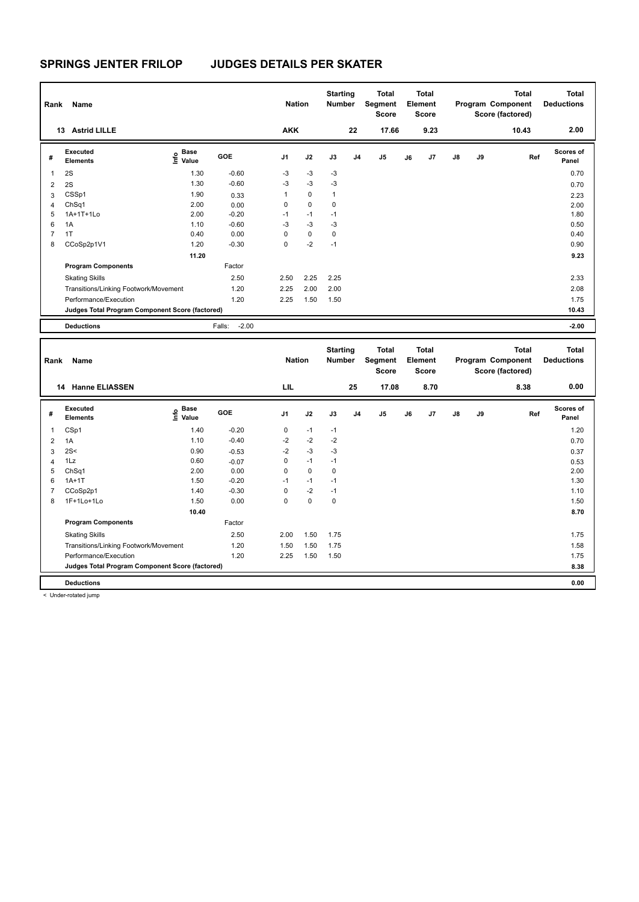# SPRINGS JENTER FRILOP JUDGES DETAILS PER SKATER

| Rank | Name | Nation | Starting Number | Total Segment Score | Total Element Score | Total Program Component Score (factored) | Total Deductions |
|---|---|---|---|---|---|---|---|
| 13 | Astrid LILLE | AKK | 22 | 17.66 | 9.23 | 10.43 | 2.00 |

| # | Executed Elements | Info | Base Value | GOE | J1 | J2 | J3 | J4 | J5 | J6 | J7 | J8 | J9 | Ref | Scores of Panel |
|---|---|---|---|---|---|---|---|---|---|---|---|---|---|---|---|
| 1 | 2S | | 1.30 | -0.60 | -3 | -3 | -3 | | | | | | | | 0.70 |
| 2 | 2S | | 1.30 | -0.60 | -3 | -3 | -3 | | | | | | | | 0.70 |
| 3 | CSSp1 | | 1.90 | 0.33 | 1 | 0 | 1 | | | | | | | | 2.23 |
| 4 | ChSq1 | | 2.00 | 0.00 | 0 | 0 | 0 | | | | | | | | 2.00 |
| 5 | 1A+1T+1Lo | | 2.00 | -0.20 | -1 | -1 | -1 | | | | | | | | 1.80 |
| 6 | 1A | | 1.10 | -0.60 | -3 | -3 | -3 | | | | | | | | 0.50 |
| 7 | 1T | | 0.40 | 0.00 | 0 | 0 | 0 | | | | | | | | 0.40 |
| 8 | CCoSp2p1V1 | | 1.20 | -0.30 | 0 | -2 | -1 | | | | | | | | 0.90 |
| | | | 11.20 | | | | | | | | | | | | 9.23 |
| | **Program Components** | | | Factor | | | | | | | | | | | |
| | Skating Skills | | | 2.50 | 2.50 | 2.25 | 2.25 | | | | | | | | 2.33 |
| | Transitions/Linking Footwork/Movement | | | 1.20 | 2.25 | 2.00 | 2.00 | | | | | | | | 2.08 |
| | Performance/Execution | | | 1.20 | 2.25 | 1.50 | 1.50 | | | | | | | | 1.75 |
| | **Judges Total Program Component Score (factored)** | | | | | | | | | | | | | | 10.43 |
| | **Deductions** | | | Falls: -2.00 | | | | | | | | | | | -2.00 |

| Rank | Name | Nation | Starting Number | Total Segment Score | Total Element Score | Total Program Component Score (factored) | Total Deductions |
|---|---|---|---|---|---|---|---|
| 14 | Hanne ELIASSEN | LIL | 25 | 17.08 | 8.70 | 8.38 | 0.00 |

| # | Executed Elements | Info | Base Value | GOE | J1 | J2 | J3 | J4 | J5 | J6 | J7 | J8 | J9 | Ref | Scores of Panel |
|---|---|---|---|---|---|---|---|---|---|---|---|---|---|---|---|
| 1 | CSp1 | | 1.40 | -0.20 | 0 | -1 | -1 | | | | | | | | 1.20 |
| 2 | 1A | | 1.10 | -0.40 | -2 | -2 | -2 | | | | | | | | 0.70 |
| 3 | 2S< | < | 0.90 | -0.53 | -2 | -3 | -3 | | | | | | | | 0.37 |
| 4 | 1Lz | | 0.60 | -0.07 | 0 | -1 | -1 | | | | | | | | 0.53 |
| 5 | ChSq1 | | 2.00 | 0.00 | 0 | 0 | 0 | | | | | | | | 2.00 |
| 6 | 1A+1T | | 1.50 | -0.20 | -1 | -1 | -1 | | | | | | | | 1.30 |
| 7 | CCoSp2p1 | | 1.40 | -0.30 | 0 | -2 | -1 | | | | | | | | 1.10 |
| 8 | 1F+1Lo+1Lo | | 1.50 | 0.00 | 0 | 0 | 0 | | | | | | | | 1.50 |
| | | | 10.40 | | | | | | | | | | | | 8.70 |
| | **Program Components** | | | Factor | | | | | | | | | | | |
| | Skating Skills | | | 2.50 | 2.00 | 1.50 | 1.75 | | | | | | | | 1.75 |
| | Transitions/Linking Footwork/Movement | | | 1.20 | 1.50 | 1.50 | 1.75 | | | | | | | | 1.58 |
| | Performance/Execution | | | 1.20 | 2.25 | 1.50 | 1.50 | | | | | | | | 1.75 |
| | **Judges Total Program Component Score (factored)** | | | | | | | | | | | | | | 8.38 |
| | **Deductions** | | | | | | | | | | | | | | 0.00 |

< Under-rotated jump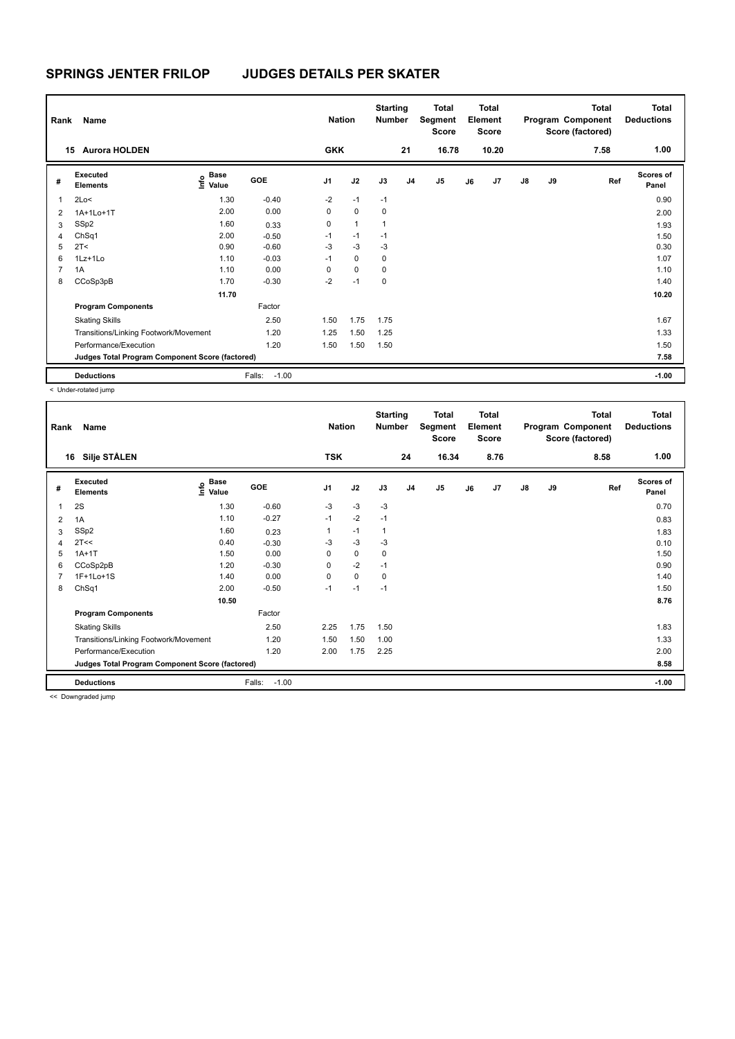# SPRINGS JENTER FRILOP JUDGES DETAILS PER SKATER

| Rank | Name | Nation | Starting Number | Total Segment Score | Total Element Score | Total Program Component Score (factored) | Total Deductions |
|---|---|---|---|---|---|---|---|
| 15 | Aurora HOLDEN | GKK | 21 | 16.78 | 10.20 | 7.58 | 1.00 |

| # | Executed Elements | Info | Base Value | GOE | J1 | J2 | J3 | J4 | J5 | J6 | J7 | J8 | J9 | Ref | Scores of Panel |
|---|---|---|---|---|---|---|---|---|---|---|---|---|---|---|---|
| 1 | 2Lo< | | 1.30 | -0.40 | -2 | -1 | -1 | | | | | | | | 0.90 |
| 2 | 1A+1Lo+1T | | 2.00 | 0.00 | 0 | 0 | 0 | | | | | | | | 2.00 |
| 3 | SSp2 | | 1.60 | 0.33 | 0 | 1 | 1 | | | | | | | | 1.93 |
| 4 | ChSq1 | | 2.00 | -0.50 | -1 | -1 | -1 | | | | | | | | 1.50 |
| 5 | 2T< | | 0.90 | -0.60 | -3 | -3 | -3 | | | | | | | | 0.30 |
| 6 | 1Lz+1Lo | | 1.10 | -0.03 | -1 | 0 | 0 | | | | | | | | 1.07 |
| 7 | 1A | | 1.10 | 0.00 | 0 | 0 | 0 | | | | | | | | 1.10 |
| 8 | CCoSp3pB | | 1.70 | -0.30 | -2 | -1 | 0 | | | | | | | | 1.40 |
| | | | 11.70 | | | | | | | | | | | | 10.20 |
| | **Program Components** | | | Factor | | | | | | | | | | | |
| | Skating Skills | | | 2.50 | 1.50 | 1.75 | 1.75 | | | | | | | | 1.67 |
| | Transitions/Linking Footwork/Movement | | | 1.20 | 1.25 | 1.50 | 1.25 | | | | | | | | 1.33 |
| | Performance/Execution | | | 1.20 | 1.50 | 1.50 | 1.50 | | | | | | | | 1.50 |
| | **Judges Total Program Component Score (factored)** | | | | | | | | | | | | | | 7.58 |
| | **Deductions** | | | Falls: -1.00 | | | | | | | | | | | -1.00 |

< Under-rotated jump

| Rank | Name | Nation | Starting Number | Total Segment Score | Total Element Score | Total Program Component Score (factored) | Total Deductions |
|---|---|---|---|---|---|---|---|
| 16 | Silje STÅLEN | TSK | 24 | 16.34 | 8.76 | 8.58 | 1.00 |

| # | Executed Elements | Info | Base Value | GOE | J1 | J2 | J3 | J4 | J5 | J6 | J7 | J8 | J9 | Ref | Scores of Panel |
|---|---|---|---|---|---|---|---|---|---|---|---|---|---|---|---|
| 1 | 2S | | 1.30 | -0.60 | -3 | -3 | -3 | | | | | | | | 0.70 |
| 2 | 1A | | 1.10 | -0.27 | -1 | -2 | -1 | | | | | | | | 0.83 |
| 3 | SSp2 | | 1.60 | 0.23 | 1 | -1 | 1 | | | | | | | | 1.83 |
| 4 | 2T<< | | 0.40 | -0.30 | -3 | -3 | -3 | | | | | | | | 0.10 |
| 5 | 1A+1T | | 1.50 | 0.00 | 0 | 0 | 0 | | | | | | | | 1.50 |
| 6 | CCoSp2pB | | 1.20 | -0.30 | 0 | -2 | -1 | | | | | | | | 0.90 |
| 7 | 1F+1Lo+1S | | 1.40 | 0.00 | 0 | 0 | 0 | | | | | | | | 1.40 |
| 8 | ChSq1 | | 2.00 | -0.50 | -1 | -1 | -1 | | | | | | | | 1.50 |
| | | | 10.50 | | | | | | | | | | | | 8.76 |
| | **Program Components** | | | Factor | | | | | | | | | | | |
| | Skating Skills | | | 2.50 | 2.25 | 1.75 | 1.50 | | | | | | | | 1.83 |
| | Transitions/Linking Footwork/Movement | | | 1.20 | 1.50 | 1.50 | 1.00 | | | | | | | | 1.33 |
| | Performance/Execution | | | 1.20 | 2.00 | 1.75 | 2.25 | | | | | | | | 2.00 |
| | **Judges Total Program Component Score (factored)** | | | | | | | | | | | | | | 8.58 |
| | **Deductions** | | | Falls: -1.00 | | | | | | | | | | | -1.00 |

<< Downgraded jump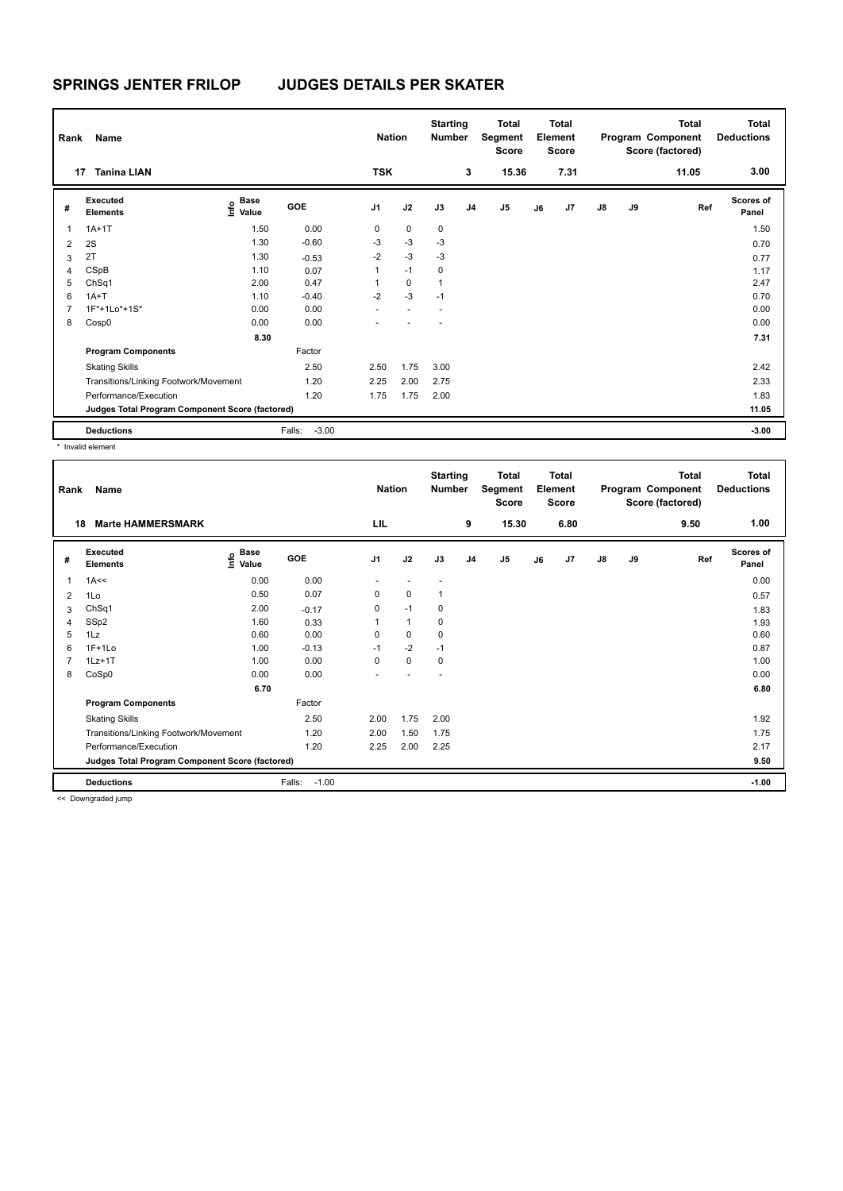# SPRINGS JENTER FRILOP JUDGES DETAILS PER SKATER

| Rank | Name | Nation | Starting Number | Total Segment Score | Total Element Score | Total Program Component Score (factored) | Total Deductions |
|---|---|---|---|---|---|---|---|
| 17 | Tanina LIAN | TSK | 3 | 15.36 | 7.31 | 11.05 | 3.00 |

| # | Executed Elements | Info | Base Value | GOE | J1 | J2 | J3 | J4 | J5 | J6 | J7 | J8 | J9 | Ref | Scores of Panel |
|---|---|---|---|---|---|---|---|---|---|---|---|---|---|---|---|
| 1 | 1A+1T | | 1.50 | 0.00 | 0 | 0 | 0 | | | | | | | | 1.50 |
| 2 | 2S | | 1.30 | -0.60 | -3 | -3 | -3 | | | | | | | | 0.70 |
| 3 | 2T | | 1.30 | -0.53 | -2 | -3 | -3 | | | | | | | | 0.77 |
| 4 | CSpB | | 1.10 | 0.07 | 1 | -1 | 0 | | | | | | | | 1.17 |
| 5 | ChSq1 | | 2.00 | 0.47 | 1 | 0 | 1 | | | | | | | | 2.47 |
| 6 | 1A+T | | 1.10 | -0.40 | -2 | -3 | -1 | | | | | | | | 0.70 |
| 7 | 1F*+1Lo*+1S* | | 0.00 | 0.00 | - | - | - | | | | | | | | 0.00 |
| 8 | Cosp0 | | 0.00 | 0.00 | - | - | - | | | | | | | | 0.00 |
| | | | 8.30 | | | | | | | | | | | | 7.31 |
| | **Program Components** | | | Factor | | | | | | | | | | | |
| | Skating Skills | | | 2.50 | 2.50 | 1.75 | 3.00 | | | | | | | | 2.42 |
| | Transitions/Linking Footwork/Movement | | | 1.20 | 2.25 | 2.00 | 2.75 | | | | | | | | 2.33 |
| | Performance/Execution | | | 1.20 | 1.75 | 1.75 | 2.00 | | | | | | | | 1.83 |
| | **Judges Total Program Component Score (factored)** | | | | | | | | | | | | | | 11.05 |
| | **Deductions** | | | Falls: -3.00 | | | | | | | | | | | -3.00 |

\* Invalid element

| Rank | Name | Nation | Starting Number | Total Segment Score | Total Element Score | Total Program Component Score (factored) | Total Deductions |
|---|---|---|---|---|---|---|---|
| 18 | Marte HAMMERSMARK | LIL | 9 | 15.30 | 6.80 | 9.50 | 1.00 |

| # | Executed Elements | Info | Base Value | GOE | J1 | J2 | J3 | J4 | J5 | J6 | J7 | J8 | J9 | Ref | Scores of Panel |
|---|---|---|---|---|---|---|---|---|---|---|---|---|---|---|---|
| 1 | 1A<< | | 0.00 | 0.00 | - | - | - | | | | | | | | 0.00 |
| 2 | 1Lo | | 0.50 | 0.07 | 0 | 0 | 1 | | | | | | | | 0.57 |
| 3 | ChSq1 | | 2.00 | -0.17 | 0 | -1 | 0 | | | | | | | | 1.83 |
| 4 | SSp2 | | 1.60 | 0.33 | 1 | 1 | 0 | | | | | | | | 1.93 |
| 5 | 1Lz | | 0.60 | 0.00 | 0 | 0 | 0 | | | | | | | | 0.60 |
| 6 | 1F+1Lo | | 1.00 | -0.13 | -1 | -2 | -1 | | | | | | | | 0.87 |
| 7 | 1Lz+1T | | 1.00 | 0.00 | 0 | 0 | 0 | | | | | | | | 1.00 |
| 8 | CoSp0 | | 0.00 | 0.00 | - | - | - | | | | | | | | 0.00 |
| | | | 6.70 | | | | | | | | | | | | 6.80 |
| | **Program Components** | | | Factor | | | | | | | | | | | |
| | Skating Skills | | | 2.50 | 2.00 | 1.75 | 2.00 | | | | | | | | 1.92 |
| | Transitions/Linking Footwork/Movement | | | 1.20 | 2.00 | 1.50 | 1.75 | | | | | | | | 1.75 |
| | Performance/Execution | | | 1.20 | 2.25 | 2.00 | 2.25 | | | | | | | | 2.17 |
| | **Judges Total Program Component Score (factored)** | | | | | | | | | | | | | | 9.50 |
| | **Deductions** | | | Falls: -1.00 | | | | | | | | | | | -1.00 |

<< Downgraded jump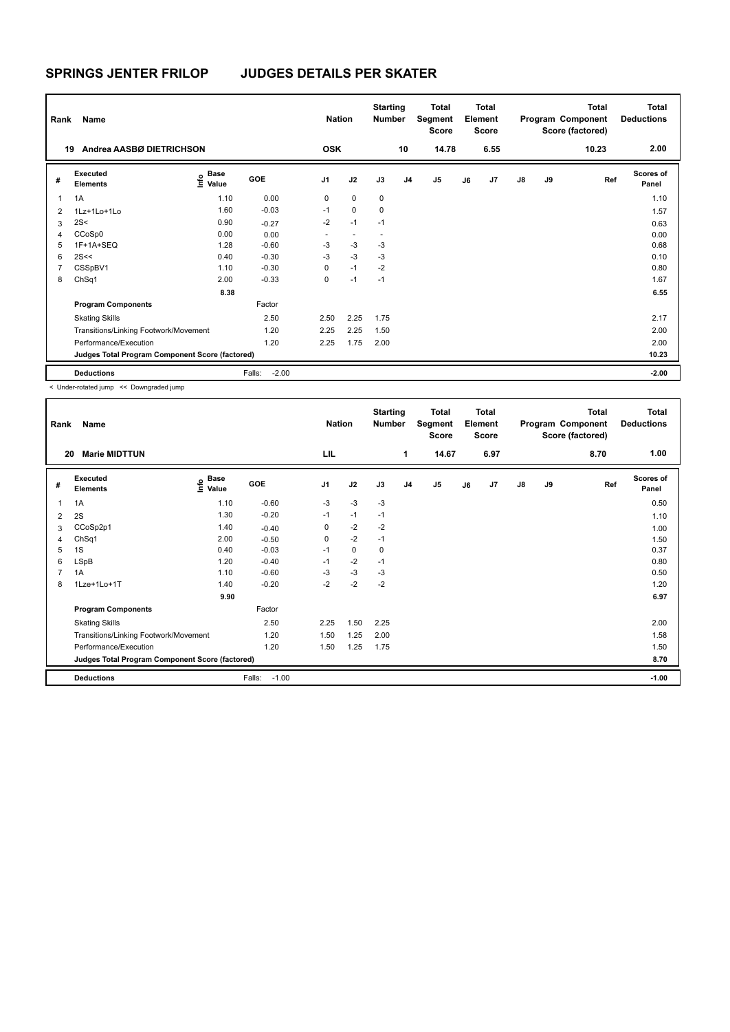# SPRINGS JENTER FRILOP JUDGES DETAILS PER SKATER

| Rank | Name | Nation | Starting Number | Total Segment Score | Total Element Score | Total Program Component Score (factored) | Total Deductions |
|---|---|---|---|---|---|---|---|
| 19 | Andrea AASBØ DIETRICHSON | OSK | 10 | 14.78 | 6.55 | 10.23 | 2.00 |

| # | Executed Elements | Info | Base Value | GOE | J1 | J2 | J3 | J4 | J5 | J6 | J7 | J8 | J9 | Ref | Scores of Panel |
|---|---|---|---|---|---|---|---|---|---|---|---|---|---|---|---|
| 1 | 1A | | 1.10 | 0.00 | 0 | 0 | 0 | | | | | | | | 1.10 |
| 2 | 1Lz+1Lo+1Lo | | 1.60 | -0.03 | -1 | 0 | 0 | | | | | | | | 1.57 |
| 3 | 2S< | < | 0.90 | -0.27 | -2 | -1 | -1 | | | | | | | | 0.63 |
| 4 | CCoSp0 | | 0.00 | 0.00 | - | - | - | | | | | | | | 0.00 |
| 5 | 1F+1A+SEQ | | 1.28 | -0.60 | -3 | -3 | -3 | | | | | | | | 0.68 |
| 6 | 2S<< | << | 0.40 | -0.30 | -3 | -3 | -3 | | | | | | | | 0.10 |
| 7 | CSSpBV1 | | 1.10 | -0.30 | 0 | -1 | -2 | | | | | | | | 0.80 |
| 8 | ChSq1 | | 2.00 | -0.33 | 0 | -1 | -1 | | | | | | | | 1.67 |
| | | | 8.38 | | | | | | | | | | | | 6.55 |
| | **Program Components** | | | Factor | | | | | | | | | | | |
| | Skating Skills | | | 2.50 | 2.50 | 2.25 | 1.75 | | | | | | | | 2.17 |
| | Transitions/Linking Footwork/Movement | | | 1.20 | 2.25 | 2.25 | 1.50 | | | | | | | | 2.00 |
| | Performance/Execution | | | 1.20 | 2.25 | 1.75 | 2.00 | | | | | | | | 2.00 |
| | **Judges Total Program Component Score (factored)** | | | | | | | | | | | | | | 10.23 |
| | **Deductions** | | | Falls: -2.00 | | | | | | | | | | | -2.00 |

< Under-rotated jump << Downgraded jump

| Rank | Name | Nation | Starting Number | Total Segment Score | Total Element Score | Total Program Component Score (factored) | Total Deductions |
|---|---|---|---|---|---|---|---|
| 20 | Marie MIDTTUN | LIL | 1 | 14.67 | 6.97 | 8.70 | 1.00 |

| # | Executed Elements | Info | Base Value | GOE | J1 | J2 | J3 | J4 | J5 | J6 | J7 | J8 | J9 | Ref | Scores of Panel |
|---|---|---|---|---|---|---|---|---|---|---|---|---|---|---|---|
| 1 | 1A | | 1.10 | -0.60 | -3 | -3 | -3 | | | | | | | | 0.50 |
| 2 | 2S | | 1.30 | -0.20 | -1 | -1 | -1 | | | | | | | | 1.10 |
| 3 | CCoSp2p1 | | 1.40 | -0.40 | 0 | -2 | -2 | | | | | | | | 1.00 |
| 4 | ChSq1 | | 2.00 | -0.50 | 0 | -2 | -1 | | | | | | | | 1.50 |
| 5 | 1S | | 0.40 | -0.03 | -1 | 0 | 0 | | | | | | | | 0.37 |
| 6 | LSpB | | 1.20 | -0.40 | -1 | -2 | -1 | | | | | | | | 0.80 |
| 7 | 1A | | 1.10 | -0.60 | -3 | -3 | -3 | | | | | | | | 0.50 |
| 8 | 1Lze+1Lo+1T | | 1.40 | -0.20 | -2 | -2 | -2 | | | | | | | | 1.20 |
| | | | 9.90 | | | | | | | | | | | | 6.97 |
| | **Program Components** | | | Factor | | | | | | | | | | | |
| | Skating Skills | | | 2.50 | 2.25 | 1.50 | 2.25 | | | | | | | | 2.00 |
| | Transitions/Linking Footwork/Movement | | | 1.20 | 1.50 | 1.25 | 2.00 | | | | | | | | 1.58 |
| | Performance/Execution | | | 1.20 | 1.50 | 1.25 | 1.75 | | | | | | | | 1.50 |
| | **Judges Total Program Component Score (factored)** | | | | | | | | | | | | | | 8.70 |
| | **Deductions** | | | Falls: -1.00 | | | | | | | | | | | -1.00 |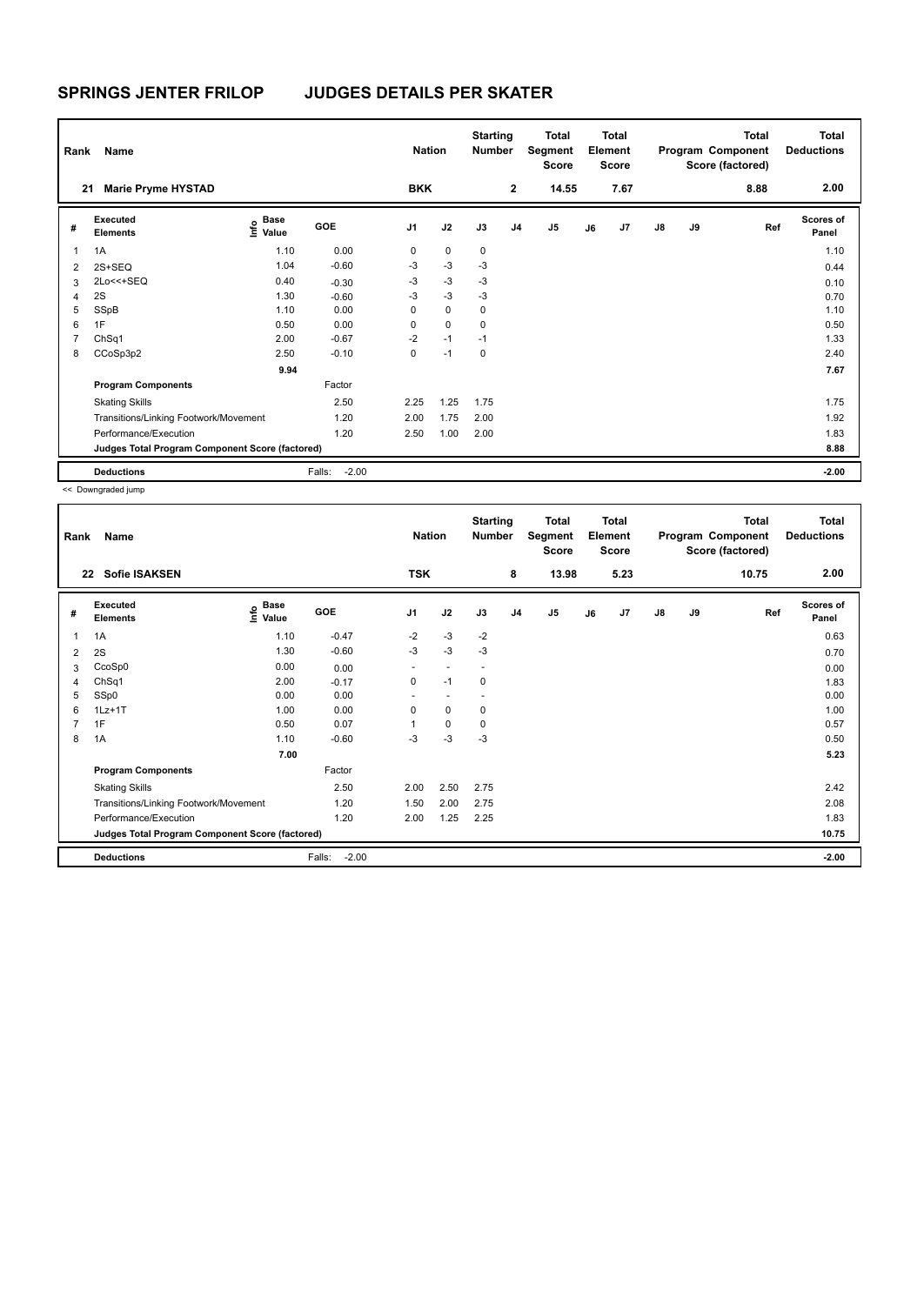# SPRINGS JENTER FRILOP JUDGES DETAILS PER SKATER

| Rank | Name | Nation | Starting Number | Total Segment Score | Total Element Score | Total Program Component Score (factored) | Total Deductions |
|---|---|---|---|---|---|---|---|
| 21 | Marie Pryme HYSTAD | BKK | 2 | 14.55 | 7.67 | 8.88 | 2.00 |

| # | Executed Elements | Info | Base Value | GOE | J1 | J2 | J3 | J4 | J5 | J6 | J7 | J8 | J9 | Ref | Scores of Panel |
|---|---|---|---|---|---|---|---|---|---|---|---|---|---|---|---|
| 1 | 1A | | 1.10 | 0.00 | 0 | 0 | 0 | | | | | | | | 1.10 |
| 2 | 2S+SEQ | | 1.04 | -0.60 | -3 | -3 | -3 | | | | | | | | 0.44 |
| 3 | 2Lo<<+SEQ | | 0.40 | -0.30 | -3 | -3 | -3 | | | | | | | | 0.10 |
| 4 | 2S | | 1.30 | -0.60 | -3 | -3 | -3 | | | | | | | | 0.70 |
| 5 | SSpB | | 1.10 | 0.00 | 0 | 0 | 0 | | | | | | | | 1.10 |
| 6 | 1F | | 0.50 | 0.00 | 0 | 0 | 0 | | | | | | | | 0.50 |
| 7 | ChSq1 | | 2.00 | -0.67 | -2 | -1 | -1 | | | | | | | | 1.33 |
| 8 | CCoSp3p2 | | 2.50 | -0.10 | 0 | -1 | 0 | | | | | | | | 2.40 |
| | | | 9.94 | | | | | | | | | | | | 7.67 |
| | **Program Components** | | | Factor | | | | | | | | | | | |
| | Skating Skills | | | 2.50 | 2.25 | 1.25 | 1.75 | | | | | | | | 1.75 |
| | Transitions/Linking Footwork/Movement | | | 1.20 | 2.00 | 1.75 | 2.00 | | | | | | | | 1.92 |
| | Performance/Execution | | | 1.20 | 2.50 | 1.00 | 2.00 | | | | | | | | 1.83 |
| | **Judges Total Program Component Score (factored)** | | | | | | | | | | | | | | 8.88 |
| | **Deductions** | | | Falls: -2.00 | | | | | | | | | | | -2.00 |

<< Downgraded jump

| Rank | Name | Nation | Starting Number | Total Segment Score | Total Element Score | Total Program Component Score (factored) | Total Deductions |
|---|---|---|---|---|---|---|---|
| 22 | Sofie ISAKSEN | TSK | 8 | 13.98 | 5.23 | 10.75 | 2.00 |

| # | Executed Elements | Info | Base Value | GOE | J1 | J2 | J3 | J4 | J5 | J6 | J7 | J8 | J9 | Ref | Scores of Panel |
|---|---|---|---|---|---|---|---|---|---|---|---|---|---|---|---|
| 1 | 1A | | 1.10 | -0.47 | -2 | -3 | -2 | | | | | | | | 0.63 |
| 2 | 2S | | 1.30 | -0.60 | -3 | -3 | -3 | | | | | | | | 0.70 |
| 3 | CcoSp0 | | 0.00 | 0.00 | - | - | - | | | | | | | | 0.00 |
| 4 | ChSq1 | | 2.00 | -0.17 | 0 | -1 | 0 | | | | | | | | 1.83 |
| 5 | SSp0 | | 0.00 | 0.00 | - | - | - | | | | | | | | 0.00 |
| 6 | 1Lz+1T | | 1.00 | 0.00 | 0 | 0 | 0 | | | | | | | | 1.00 |
| 7 | 1F | | 0.50 | 0.07 | 1 | 0 | 0 | | | | | | | | 0.57 |
| 8 | 1A | | 1.10 | -0.60 | -3 | -3 | -3 | | | | | | | | 0.50 |
| | | | 7.00 | | | | | | | | | | | | 5.23 |
| | **Program Components** | | | Factor | | | | | | | | | | | |
| | Skating Skills | | | 2.50 | 2.00 | 2.50 | 2.75 | | | | | | | | 2.42 |
| | Transitions/Linking Footwork/Movement | | | 1.20 | 1.50 | 2.00 | 2.75 | | | | | | | | 2.08 |
| | Performance/Execution | | | 1.20 | 2.00 | 1.25 | 2.25 | | | | | | | | 1.83 |
| | **Judges Total Program Component Score (factored)** | | | | | | | | | | | | | | 10.75 |
| | **Deductions** | | | Falls: -2.00 | | | | | | | | | | | -2.00 |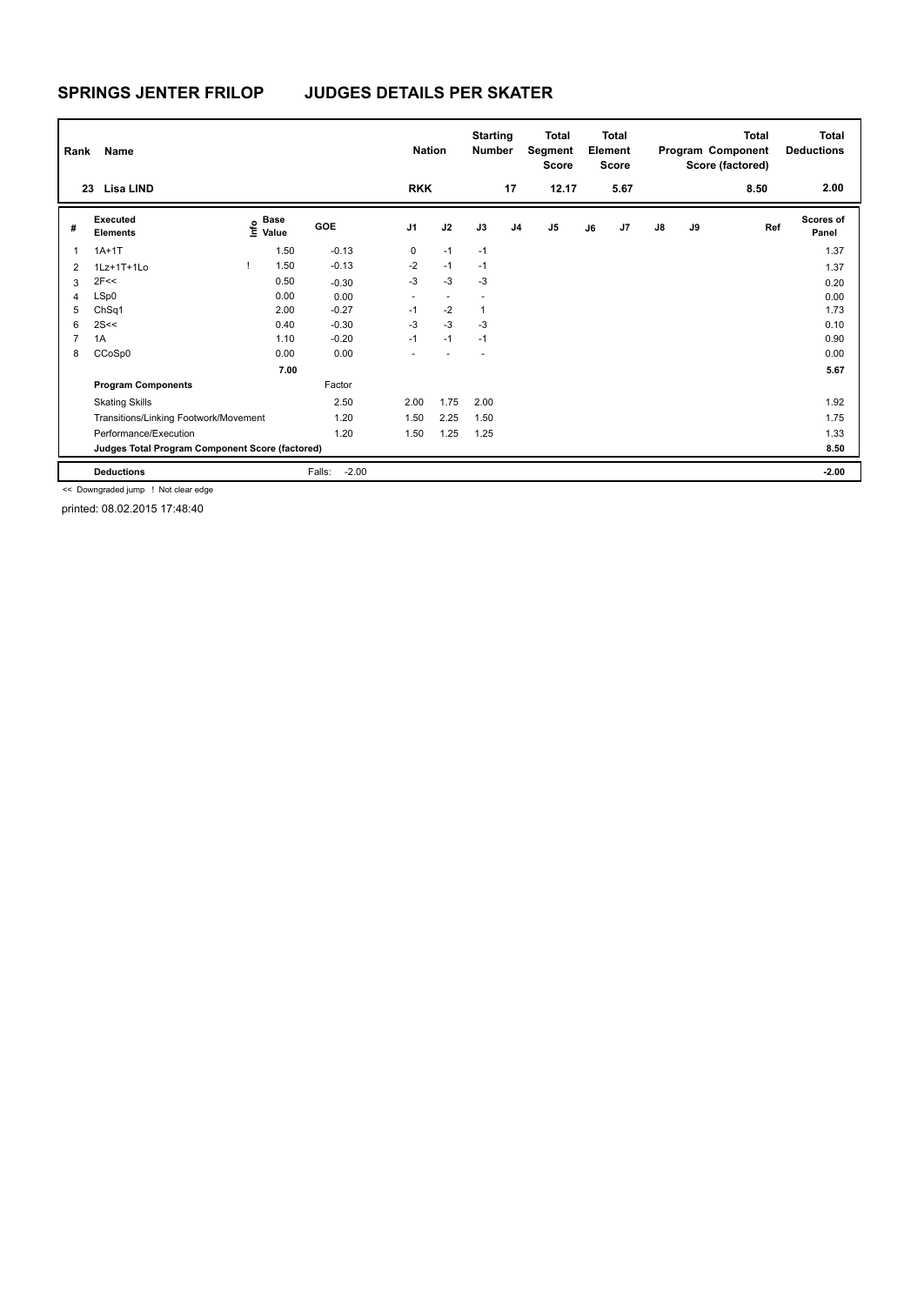# SPRINGS JENTER FRILOP JUDGES DETAILS PER SKATER

| Rank | Name | Nation | Starting Number | Total Segment Score | Total Element Score | Total Program Component Score (factored) | Total Deductions |
|---|---|---|---|---|---|---|---|
| 23 | Lisa LIND | RKK | 17 | 12.17 | 5.67 | 8.50 | 2.00 |

| # | Executed Elements | Info | Base Value | GOE | J1 | J2 | J3 | J4 | J5 | J6 | J7 | J8 | J9 | Ref | Scores of Panel |
|---|---|---|---|---|---|---|---|---|---|---|---|---|---|---|---|
| 1 | 1A+1T | | 1.50 | -0.13 | 0 | -1 | -1 | | | | | | | | 1.37 |
| 2 | 1Lz+1T+1Lo | ! | 1.50 | -0.13 | -2 | -1 | -1 | | | | | | | | 1.37 |
| 3 | 2F<< | | 0.50 | -0.30 | -3 | -3 | -3 | | | | | | | | 0.20 |
| 4 | LSp0 | | 0.00 | 0.00 | - | - | - | | | | | | | | 0.00 |
| 5 | ChSq1 | | 2.00 | -0.27 | -1 | -2 | 1 | | | | | | | | 1.73 |
| 6 | 2S<< | | 0.40 | -0.30 | -3 | -3 | -3 | | | | | | | | 0.10 |
| 7 | 1A | | 1.10 | -0.20 | -1 | -1 | -1 | | | | | | | | 0.90 |
| 8 | CCoSp0 | | 0.00 | 0.00 | - | - | - | | | | | | | | 0.00 |
| | | | 7.00 | | | | | | | | | | | | 5.67 |
| | **Program Components** | | | Factor | | | | | | | | | | | |
| | Skating Skills | | | 2.50 | 2.00 | 1.75 | 2.00 | | | | | | | | 1.92 |
| | Transitions/Linking Footwork/Movement | | | 1.20 | 1.50 | 2.25 | 1.50 | | | | | | | | 1.75 |
| | Performance/Execution | | | 1.20 | 1.50 | 1.25 | 1.25 | | | | | | | | 1.33 |
| | **Judges Total Program Component Score (factored)** | | | | | | | | | | | | | | 8.50 |
| | **Deductions** | | | Falls: -2.00 | | | | | | | | | | | -2.00 |

<< Downgraded jump ! Not clear edge

printed: 08.02.2015 17:48:40